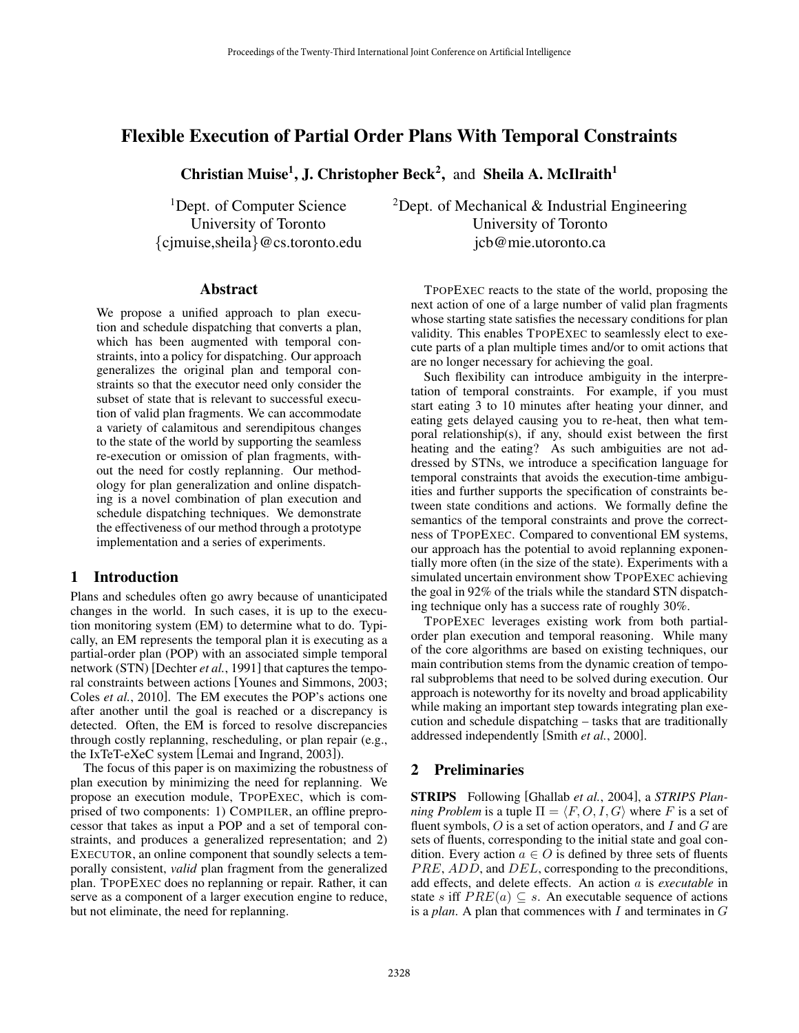# Flexible Execution of Partial Order Plans With Temporal Constraints

**Christian Muise[1], J. Christopher Beck[2], and Sheila A. McIlraith[1]**

[1]Dept. of Computer Science
University of Toronto
{cjmuise,sheila}@cs.toronto.edu

[2]Dept. of Mechanical & Industrial Engineering
University of Toronto
jcb@mie.utoronto.ca

## Abstract

We propose a unified approach to plan execution and schedule dispatching that converts a plan, which has been augmented with temporal constraints, into a policy for dispatching. Our approach generalizes the original plan and temporal constraints so that the executor need only consider the subset of state that is relevant to successful execution of valid plan fragments. We can accommodate a variety of calamitous and serendipitous changes to the state of the world by supporting the seamless re-execution or omission of plan fragments, without the need for costly replanning. Our methodology for plan generalization and online dispatching is a novel combination of plan execution and schedule dispatching techniques. We demonstrate the effectiveness of our method through a prototype implementation and a series of experiments.

## 1 Introduction

Plans and schedules often go awry because of unanticipated changes in the world. In such cases, it is up to the execution monitoring system (EM) to determine what to do. Typically, an EM represents the temporal plan it is executing as a partial-order plan (POP) with an associated simple temporal network (STN) [Dechter *et al.*, 1991] that captures the temporal constraints between actions [Younes and Simmons, 2003; Coles *et al.*, 2010]. The EM executes the POP's actions one after another until the goal is reached or a discrepancy is detected. Often, the EM is forced to resolve discrepancies through costly replanning, rescheduling, or plan repair (e.g., the IxTeT-eXeC system [Lemai and Ingrand, 2003]).

The focus of this paper is on maximizing the robustness of plan execution by minimizing the need for replanning. We propose an execution module, TPOPEXEC, which is comprised of two components: 1) COMPILER, an offline preprocessor that takes as input a POP and a set of temporal constraints, and produces a generalized representation; and 2) EXECUTOR, an online component that soundly selects a temporally consistent, *valid* plan fragment from the generalized plan. TPOPEXEC does no replanning or repair. Rather, it can serve as a component of a larger execution engine to reduce, but not eliminate, the need for replanning.

TPOPEXEC reacts to the state of the world, proposing the next action of one of a large number of valid plan fragments whose starting state satisfies the necessary conditions for plan validity. This enables TPOPEXEC to seamlessly elect to execute parts of a plan multiple times and/or to omit actions that are no longer necessary for achieving the goal.

Such flexibility can introduce ambiguity in the interpretation of temporal constraints. For example, if you must start eating 3 to 10 minutes after heating your dinner, and eating gets delayed causing you to re-heat, then what temporal relationship(s), if any, should exist between the first heating and the eating? As such ambiguities are not addressed by STNs, we introduce a specification language for temporal constraints that avoids the execution-time ambiguities and further supports the specification of constraints between state conditions and actions. We formally define the semantics of the temporal constraints and prove the correctness of TPOPEXEC. Compared to conventional EM systems, our approach has the potential to avoid replanning exponentially more often (in the size of the state). Experiments with a simulated uncertain environment show TPOPEXEC achieving the goal in 92% of the trials while the standard STN dispatching technique only has a success rate of roughly 30%.

TPOPEXEC leverages existing work from both partial-order plan execution and temporal reasoning. While many of the core algorithms are based on existing techniques, our main contribution stems from the dynamic creation of temporal subproblems that need to be solved during execution. Our approach is noteworthy for its novelty and broad applicability while making an important step towards integrating plan execution and schedule dispatching – tasks that are traditionally addressed independently [Smith *et al.*, 2000].

## 2 Preliminaries

**STRIPS** Following [Ghallab *et al.*, 2004], a *STRIPS Planning Problem* is a tuple $\Pi = \langle F, O, I, G \rangle$ where $F$ is a set of fluent symbols, $O$ is a set of action operators, and $I$ and $G$ are sets of fluents, corresponding to the initial state and goal condition. Every action $a \in O$ is defined by three sets of fluents $PRE$, $ADD$, and $DEL$, corresponding to the preconditions, add effects, and delete effects. An action $a$ is *executable* in state $s$ iff $PRE(a) \subseteq s$. An executable sequence of actions is a *plan*. A plan that commences with $I$ and terminates in $G$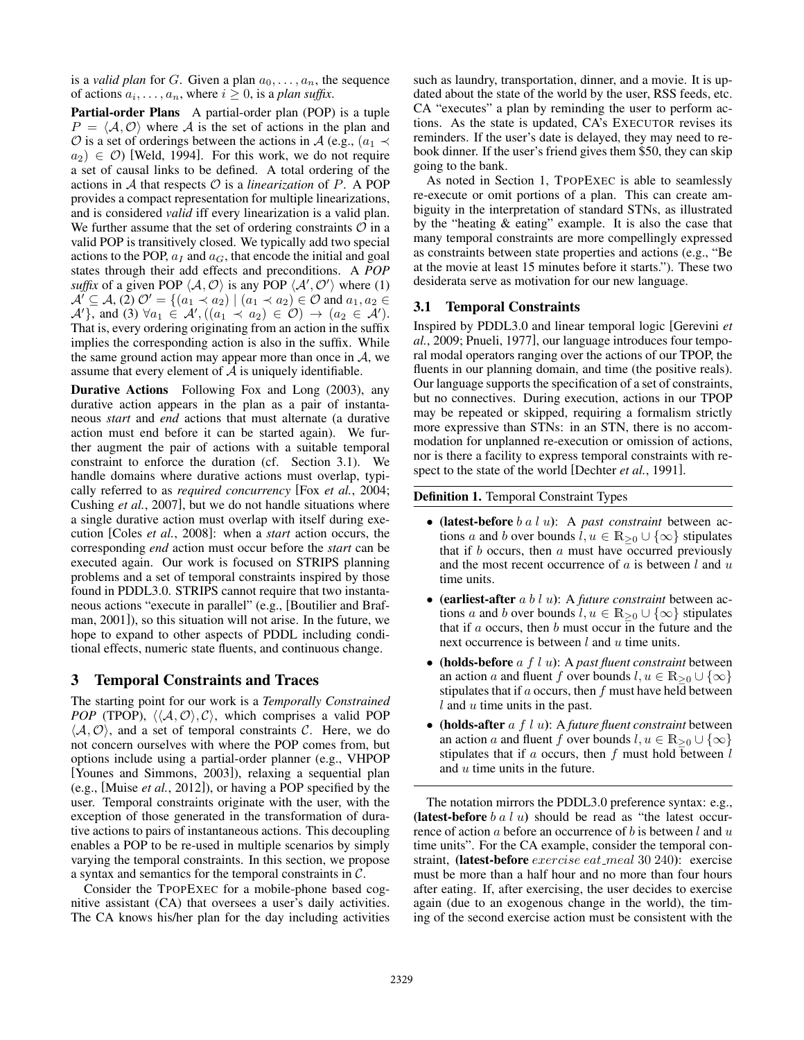is a *valid plan* for $G$. Given a plan $a_0, \ldots, a_n$, the sequence of actions $a_i, \ldots, a_n$, where $i \geq 0$, is a *plan suffix*.

**Partial-order Plans** A partial-order plan (POP) is a tuple $P = \langle \mathcal{A}, \mathcal{O} \rangle$ where $\mathcal{A}$ is the set of actions in the plan and $\mathcal{O}$ is a set of orderings between the actions in $\mathcal{A}$ (e.g., $(a_1 \prec a_2) \in \mathcal{O}$) [Weld, 1994]. For this work, we do not require a set of causal links to be defined. A total ordering of the actions in $\mathcal{A}$ that respects $\mathcal{O}$ is a *linearization* of $P$. A POP provides a compact representation for multiple linearizations, and is considered *valid* iff every linearization is a valid plan. We further assume that the set of ordering constraints $\mathcal{O}$ in a valid POP is transitively closed. We typically add two special actions to the POP, $a_I$ and $a_G$, that encode the initial and goal states through their add effects and preconditions. A *POP suffix* of a given POP $\langle \mathcal{A}, \mathcal{O} \rangle$ is any POP $\langle \mathcal{A}', \mathcal{O}' \rangle$ where (1) $\mathcal{A}' \subseteq \mathcal{A}$, (2) $\mathcal{O}' = \{(a_1 \prec a_2) \mid (a_1 \prec a_2) \in \mathcal{O}$ and $a_1, a_2 \in \mathcal{A}'\}$, and (3) $\forall a_1 \in \mathcal{A}', ((a_1 \prec a_2) \in \mathcal{O}) \rightarrow (a_2 \in \mathcal{A}')$. That is, every ordering originating from an action in the suffix implies the corresponding action is also in the suffix. While the same ground action may appear more than once in $\mathcal{A}$, we assume that every element of $\mathcal{A}$ is uniquely identifiable.

**Durative Actions** Following Fox and Long (2003), any durative action appears in the plan as a pair of instantaneous *start* and *end* actions that must alternate (a durative action must end before it can be started again). We further augment the pair of actions with a suitable temporal constraint to enforce the duration (cf. Section 3.1). We handle domains where durative actions must overlap, typically referred to as *required concurrency* [Fox *et al.*, 2004; Cushing *et al.*, 2007], but we do not handle situations where a single durative action must overlap with itself during execution [Coles *et al.*, 2008]: when a *start* action occurs, the corresponding *end* action must occur before the *start* can be executed again. Our work is focused on STRIPS planning problems and a set of temporal constraints inspired by those found in PDDL3.0. STRIPS cannot require that two instantaneous actions "execute in parallel" (e.g., [Boutilier and Brafman, 2001]), so this situation will not arise. In the future, we hope to expand to other aspects of PDDL including conditional effects, numeric state fluents, and continuous change.

## 3 Temporal Constraints and Traces

The starting point for our work is a *Temporally Constrained POP* (TPOP), $\langle\langle \mathcal{A}, \mathcal{O}\rangle, \mathcal{C}\rangle$, which comprises a valid POP $\langle \mathcal{A}, \mathcal{O}\rangle$, and a set of temporal constraints $\mathcal{C}$. Here, we do not concern ourselves with where the POP comes from, but options include using a partial-order planner (e.g., VHPOP [Younes and Simmons, 2003]), relaxing a sequential plan (e.g., [Muise *et al.*, 2012]), or having a POP specified by the user. Temporal constraints originate with the user, with the exception of those generated in the transformation of durative actions to pairs of instantaneous actions. This decoupling enables a POP to be re-used in multiple scenarios by simply varying the temporal constraints. In this section, we propose a syntax and semantics for the temporal constraints in $\mathcal{C}$.

Consider the TPOPEXEC for a mobile-phone based cognitive assistant (CA) that oversees a user's daily activities. The CA knows his/her plan for the day including activities such as laundry, transportation, dinner, and a movie. It is updated about the state of the world by the user, RSS feeds, etc. CA "executes" a plan by reminding the user to perform actions. As the state is updated, CA's EXECUTOR revises its reminders. If the user's date is delayed, they may need to rebook dinner. If the user's friend gives them $50, they can skip going to the bank.

As noted in Section 1, TPOPEXEC is able to seamlessly re-execute or omit portions of a plan. This can create ambiguity in the interpretation of standard STNs, as illustrated by the "heating & eating" example. It is also the case that many temporal constraints are more compellingly expressed as constraints between state properties and actions (e.g., "Be at the movie at least 15 minutes before it starts."). These two desiderata serve as motivation for our new language.

### 3.1 Temporal Constraints

Inspired by PDDL3.0 and linear temporal logic [Gerevini *et al.*, 2009; Pnueli, 1977], our language introduces four temporal modal operators ranging over the actions of our TPOP, the fluents in our planning domain, and time (the positive reals). Our language supports the specification of a set of constraints, but no connectives. During execution, actions in our TPOP may be repeated or skipped, requiring a formalism strictly more expressive than STNs: in an STN, there is no accommodation for unplanned re-execution or omission of actions, nor is there a facility to express temporal constraints with respect to the state of the world [Dechter *et al.*, 1991].

**Definition 1.** Temporal Constraint Types

- **(latest-before** $b\ a\ l\ u$**)**: A *past constraint* between actions $a$ and $b$ over bounds $l, u \in \mathbb{R}_{\geq 0} \cup \{\infty\}$ stipulates that if $b$ occurs, then $a$ must have occurred previously and the most recent occurrence of $a$ is between $l$ and $u$ time units.
- **(earliest-after** $a\ b\ l\ u$**)**: A *future constraint* between actions $a$ and $b$ over bounds $l, u \in \mathbb{R}_{\geq 0} \cup \{\infty\}$ stipulates that if $a$ occurs, then $b$ must occur in the future and the next occurrence is between $l$ and $u$ time units.
- **(holds-before** $a\ f\ l\ u$**)**: A *past fluent constraint* between an action $a$ and fluent $f$ over bounds $l, u \in \mathbb{R}_{\geq 0} \cup \{\infty\}$ stipulates that if $a$ occurs, then $f$ must have held between $l$ and $u$ time units in the past.
- **(holds-after** $a\ f\ l\ u$**)**: A *future fluent constraint* between an action $a$ and fluent $f$ over bounds $l, u \in \mathbb{R}_{\geq 0} \cup \{\infty\}$ stipulates that if $a$ occurs, then $f$ must hold between $l$ and $u$ time units in the future.

The notation mirrors the PDDL3.0 preference syntax: e.g., **(latest-before** $b\ a\ l\ u$**)** should be read as "the latest occurrence of action $a$ before an occurrence of $b$ is between $l$ and $u$ time units". For the CA example, consider the temporal constraint, **(latest-before** $exercise\ eat\_meal$ 30 240**)**: exercise must be more than a half hour and no more than four hours after eating. If, after exercising, the user decides to exercise again (due to an exogenous change in the world), the timing of the second exercise action must be consistent with the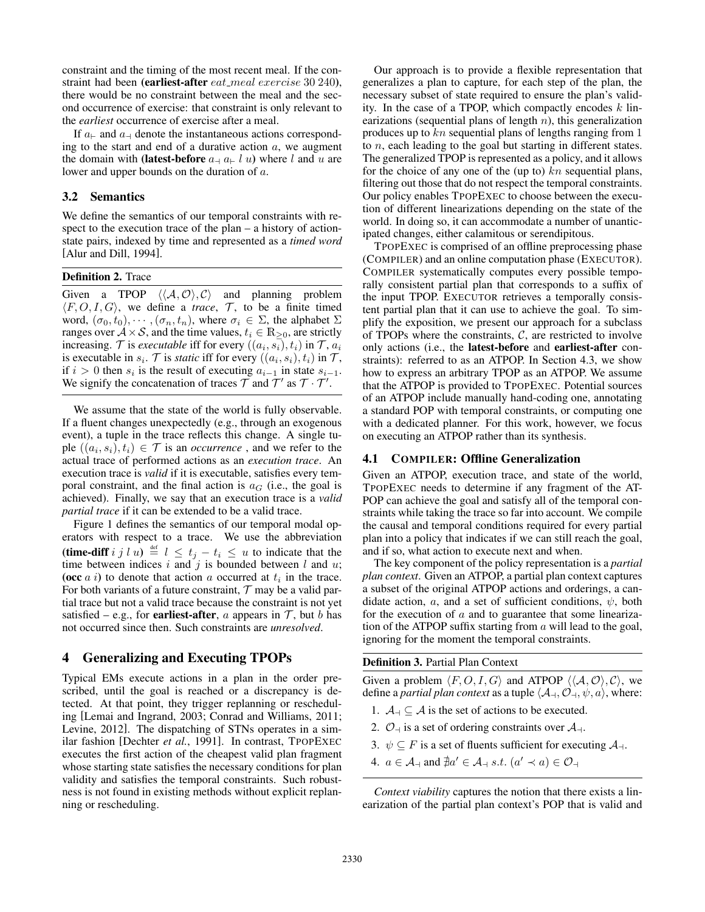constraint and the timing of the most recent meal. If the constraint had been (**earliest-after** $eat\_meal\ exercise\ 30\ 240$), there would be no constraint between the meal and the second occurrence of exercise: that constraint is only relevant to the *earliest* occurrence of exercise after a meal.

If $a_{\vdash}$ and $a_{\dashv}$ denote the instantaneous actions corresponding to the start and end of a durative action $a$, we augment the domain with (**latest-before** $a_{\dashv}\ a_{\vdash}\ l\ u$) where $l$ and $u$ are lower and upper bounds on the duration of $a$.

### 3.2 Semantics

We define the semantics of our temporal constraints with respect to the execution trace of the plan – a history of action-state pairs, indexed by time and represented as a *timed word* [Alur and Dill, 1994].

**Definition 2.** Trace

Given a TPOP $\langle\langle \mathcal{A}, \mathcal{O}\rangle, \mathcal{C}\rangle$ and planning problem $\langle F, O, I, G\rangle$, we define a *trace*, $\mathcal{T}$, to be a finite timed word, $(\sigma_0, t_0), \cdots, (\sigma_n, t_n)$, where $\sigma_i \in \Sigma$, the alphabet $\Sigma$ ranges over $\mathcal{A} \times \mathcal{S}$, and the time values, $t_i \in \mathbb{R}_{\geq 0}$, are strictly increasing. $\mathcal{T}$ is *executable* iff for every $((a_i, s_i), t_i)$ in $\mathcal{T}$, $a_i$ is executable in $s_i$. $\mathcal{T}$ is *static* iff for every $((a_i, s_i), t_i)$ in $\mathcal{T}$, if $i > 0$ then $s_i$ is the result of executing $a_{i-1}$ in state $s_{i-1}$. We signify the concatenation of traces $\mathcal{T}$ and $\mathcal{T}'$ as $\mathcal{T} \cdot \mathcal{T}'$.

We assume that the state of the world is fully observable. If a fluent changes unexpectedly (e.g., through an exogenous event), a tuple in the trace reflects this change. A single tuple $((a_i, s_i), t_i) \in \mathcal{T}$ is an *occurrence* , and we refer to the actual trace of performed actions as an *execution trace*. An execution trace is *valid* if it is executable, satisfies every temporal constraint, and the final action is $a_G$ (i.e., the goal is achieved). Finally, we say that an execution trace is a *valid partial trace* if it can be extended to be a valid trace.

Figure 1 defines the semantics of our temporal modal operators with respect to a trace. We use the abbreviation (**time-diff** $i\ j\ l\ u$) $\stackrel{\text{def}}{=} l \leq t_j - t_i \leq u$ to indicate that the time between indices $i$ and $j$ is bounded between $l$ and $u$; (**occ** $a\ i$) to denote that action $a$ occurred at $t_i$ in the trace. For both variants of a future constraint, $\mathcal{T}$ may be a valid partial trace but not a valid trace because the constraint is not yet satisfied – e.g., for **earliest-after**, $a$ appears in $\mathcal{T}$, but $b$ has not occurred since then. Such constraints are *unresolved*.

## 4 Generalizing and Executing TPOPs

Typical EMs execute actions in a plan in the order prescribed, until the goal is reached or a discrepancy is detected. At that point, they trigger replanning or rescheduling [Lemai and Ingrand, 2003; Conrad and Williams, 2011; Levine, 2012]. The dispatching of STNs operates in a similar fashion [Dechter *et al.*, 1991]. In contrast, TPOPEXEC executes the first action of the cheapest valid plan fragment whose starting state satisfies the necessary conditions for plan validity and satisfies the temporal constraints. Such robustness is not found in existing methods without explicit replanning or rescheduling.

Our approach is to provide a flexible representation that generalizes a plan to capture, for each step of the plan, the necessary subset of state required to ensure the plan's validity. In the case of a TPOP, which compactly encodes $k$ linearizations (sequential plans of length $n$), this generalization produces up to $kn$ sequential plans of lengths ranging from 1 to $n$, each leading to the goal but starting in different states. The generalized TPOP is represented as a policy, and it allows for the choice of any one of the (up to) $kn$ sequential plans, filtering out those that do not respect the temporal constraints. Our policy enables TPOPEXEC to choose between the execution of different linearizations depending on the state of the world. In doing so, it can accommodate a number of unanticipated changes, either calamitous or serendipitous.

TPOPEXEC is comprised of an offline preprocessing phase (COMPILER) and an online computation phase (EXECUTOR). COMPILER systematically computes every possible temporally consistent partial plan that corresponds to a suffix of the input TPOP. EXECUTOR retrieves a temporally consistent partial plan that it can use to achieve the goal. To simplify the exposition, we present our approach for a subclass of TPOPs where the constraints, $\mathcal{C}$, are restricted to involve only actions (i.e., the **latest-before** and **earliest-after** constraints): referred to as an ATPOP. In Section 4.3, we show how to express an arbitrary TPOP as an ATPOP. We assume that the ATPOP is provided to TPOPEXEC. Potential sources of an ATPOP include manually hand-coding one, annotating a standard POP with temporal constraints, or computing one with a dedicated planner. For this work, however, we focus on executing an ATPOP rather than its synthesis.

### 4.1 COMPILER: Offline Generalization

Given an ATPOP, execution trace, and state of the world, TPOPEXEC needs to determine if any fragment of the ATPOP can achieve the goal and satisfy all of the temporal constraints while taking the trace so far into account. We compile the causal and temporal conditions required for every partial plan into a policy that indicates if we can still reach the goal, and if so, what action to execute next and when.

The key component of the policy representation is a *partial plan context*. Given an ATPOP, a partial plan context captures a subset of the original ATPOP actions and orderings, a candidate action, $a$, and a set of sufficient conditions, $\psi$, both for the execution of $a$ and to guarantee that some linearization of the ATPOP suffix starting from $a$ will lead to the goal, ignoring for the moment the temporal constraints.

**Definition 3.** Partial Plan Context

Given a problem $\langle F, O, I, G\rangle$ and ATPOP $\langle\langle \mathcal{A}, \mathcal{O}\rangle, \mathcal{C}\rangle$, we define a *partial plan context* as a tuple $\langle \mathcal{A}_{\dashv}, \mathcal{O}_{\dashv}, \psi, a\rangle$, where:

1. $\mathcal{A}_{\dashv} \subseteq \mathcal{A}$ is the set of actions to be executed.
2. $\mathcal{O}_{\dashv}$ is a set of ordering constraints over $\mathcal{A}_{\dashv}$.
3. $\psi \subseteq F$ is a set of fluents sufficient for executing $\mathcal{A}_{\dashv}$.
4. $a \in \mathcal{A}_{\dashv}$ and $\nexists a' \in \mathcal{A}_{\dashv}\ s.t.\ (a' \prec a) \in \mathcal{O}_{\dashv}$

*Context viability* captures the notion that there exists a linearization of the partial plan context's POP that is valid and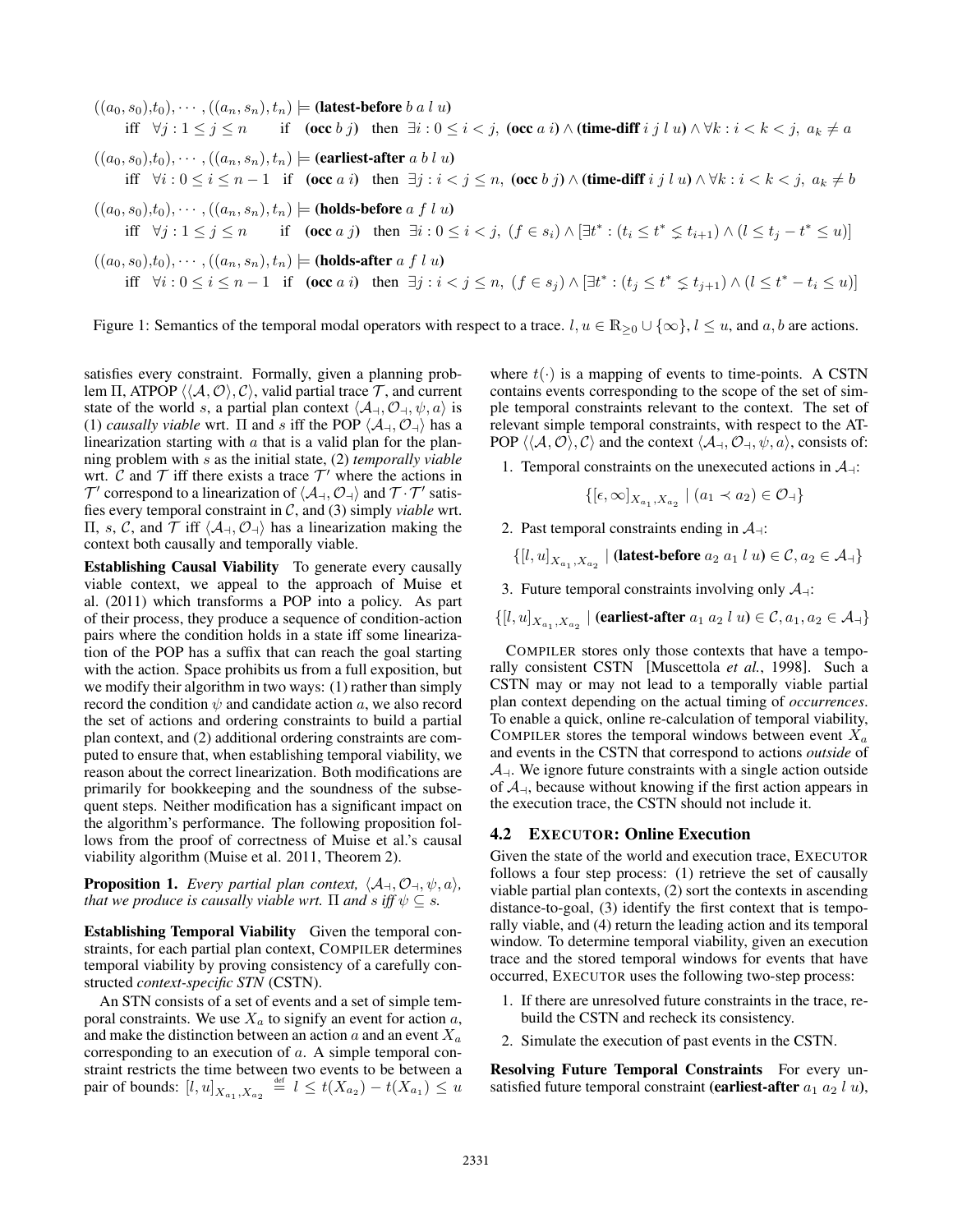$((a_0, s_0), t_0), \cdots, ((a_n, s_n), t_n) \models$ **(latest-before** $b\ a\ l\ u$**)**
iff $\forall j : 1 \leq j \leq n$ if **(occ** $b\ j$**)** then $\exists i : 0 \leq i < j$, **(occ** $a\ i$**)** $\wedge$ **(time-diff** $i\ j\ l\ u$**)** $\wedge \forall k : i < k < j,\ a_k \neq a$

$((a_0, s_0), t_0), \cdots, ((a_n, s_n), t_n) \models$ **(earliest-after** $a\ b\ l\ u$**)**
iff $\forall i : 0 \leq i \leq n-1$ if **(occ** $a\ i$**)** then $\exists j : i < j \leq n$, **(occ** $b\ j$**)** $\wedge$ **(time-diff** $i\ j\ l\ u$**)** $\wedge \forall k : i < k < j,\ a_k \neq b$

$((a_0, s_0), t_0), \cdots, ((a_n, s_n), t_n) \models$ **(holds-before** $a\ f\ l\ u$**)**
iff $\forall j : 1 \leq j \leq n$ if **(occ** $a\ j$**)** then $\exists i : 0 \leq i < j$, $(f \in s_i) \wedge [\exists t^* : (t_i \leq t^* \lneq t_{i+1}) \wedge (l \leq t_j - t^* \leq u)]$

$((a_0, s_0), t_0), \cdots, ((a_n, s_n), t_n) \models$ **(holds-after** $a\ f\ l\ u$**)**
iff $\forall i : 0 \leq i \leq n-1$ if **(occ** $a\ i$**)** then $\exists j : i < j \leq n$, $(f \in s_j) \wedge [\exists t^* : (t_j \leq t^* \lneq t_{j+1}) \wedge (l \leq t^* - t_i \leq u)]$

Figure 1: Semantics of the temporal modal operators with respect to a trace. $l, u \in \mathbb{R}_{\geq 0} \cup \{\infty\}$, $l \leq u$, and $a, b$ are actions.

satisfies every constraint. Formally, given a planning problem $\Pi$, ATPOP $\langle\langle \mathcal{A}, \mathcal{O}\rangle, \mathcal{C}\rangle$, valid partial trace $\mathcal{T}$, and current state of the world $s$, a partial plan context $\langle \mathcal{A}_\dashv, \mathcal{O}_\dashv, \psi, a\rangle$ is (1) *causally viable* wrt. $\Pi$ and $s$ iff the POP $\langle \mathcal{A}_\dashv, \mathcal{O}_\dashv\rangle$ has a linearization starting with $a$ that is a valid plan for the planning problem with $s$ as the initial state, (2) *temporally viable* wrt. $\mathcal{C}$ and $\mathcal{T}$ iff there exists a trace $\mathcal{T}'$ where the actions in $\mathcal{T}'$ correspond to a linearization of $\langle \mathcal{A}_\dashv, \mathcal{O}_\dashv\rangle$ and $\mathcal{T} \cdot \mathcal{T}'$ satisfies every temporal constraint in $\mathcal{C}$, and (3) simply *viable* wrt. $\Pi$, $s$, $\mathcal{C}$, and $\mathcal{T}$ iff $\langle \mathcal{A}_\dashv, \mathcal{O}_\dashv\rangle$ has a linearization making the context both causally and temporally viable.

**Establishing Causal Viability** To generate every causally viable context, we appeal to the approach of Muise et al. (2011) which transforms a POP into a policy. As part of their process, they produce a sequence of condition-action pairs where the condition holds in a state iff some linearization of the POP has a suffix that can reach the goal starting with the action. Space prohibits us from a full exposition, but we modify their algorithm in two ways: (1) rather than simply record the condition $\psi$ and candidate action $a$, we also record the set of actions and ordering constraints to build a partial plan context, and (2) additional ordering constraints are computed to ensure that, when establishing temporal viability, we reason about the correct linearization. Both modifications are primarily for bookkeeping and the soundness of the subsequent steps. Neither modification has a significant impact on the algorithm's performance. The following proposition follows from the proof of correctness of Muise et al.'s causal viability algorithm (Muise et al. 2011, Theorem 2).

**Proposition 1.** *Every partial plan context, $\langle \mathcal{A}_\dashv, \mathcal{O}_\dashv, \psi, a\rangle$, that we produce is causally viable wrt. $\Pi$ and $s$ iff $\psi \subseteq s$.*

**Establishing Temporal Viability** Given the temporal constraints, for each partial plan context, COMPILER determines temporal viability by proving consistency of a carefully constructed *context-specific STN* (CSTN).

An STN consists of a set of events and a set of simple temporal constraints. We use $X_a$ to signify an event for action $a$, and make the distinction between an action $a$ and an event $X_a$ corresponding to an execution of $a$. A simple temporal constraint restricts the time between two events to be between a pair of bounds: $[l, u]_{X_{a_1}, X_{a_2}} \stackrel{\text{def}}{=} l \leq t(X_{a_2}) - t(X_{a_1}) \leq u$ where $t(\cdot)$ is a mapping of events to time-points. A CSTN contains events corresponding to the scope of the set of simple temporal constraints relevant to the context. The set of relevant simple temporal constraints, with respect to the ATPOP $\langle\langle \mathcal{A}, \mathcal{O}\rangle, \mathcal{C}\rangle$ and the context $\langle \mathcal{A}_\dashv, \mathcal{O}_\dashv, \psi, a\rangle$, consists of:

1. Temporal constraints on the unexecuted actions in $\mathcal{A}_\dashv$:
$$\{[\epsilon, \infty]_{X_{a_1}, X_{a_2}} \mid (a_1 \prec a_2) \in \mathcal{O}_\dashv\}$$
2. Past temporal constraints ending in $\mathcal{A}_\dashv$:
$$\{[l, u]_{X_{a_1}, X_{a_2}} \mid \textbf{(latest-before } a_2\ a_1\ l\ u\textbf{)} \in \mathcal{C}, a_2 \in \mathcal{A}_\dashv\}$$
3. Future temporal constraints involving only $\mathcal{A}_\dashv$:
$$\{[l, u]_{X_{a_1}, X_{a_2}} \mid \textbf{(earliest-after } a_1\ a_2\ l\ u\textbf{)} \in \mathcal{C}, a_1, a_2 \in \mathcal{A}_\dashv\}$$

COMPILER stores only those contexts that have a temporally consistent CSTN [Muscettola *et al.*, 1998]. Such a CSTN may or may not lead to a temporally viable partial plan context depending on the actual timing of *occurrences*. To enable a quick, online re-calculation of temporal viability, COMPILER stores the temporal windows between event $X_a$ and events in the CSTN that correspond to actions *outside* of $\mathcal{A}_\dashv$. We ignore future constraints with a single action outside of $\mathcal{A}_\dashv$, because without knowing if the first action appears in the execution trace, the CSTN should not include it.

### 4.2 EXECUTOR: Online Execution

Given the state of the world and execution trace, EXECUTOR follows a four step process: (1) retrieve the set of causally viable partial plan contexts, (2) sort the contexts in ascending distance-to-goal, (3) identify the first context that is temporally viable, and (4) return the leading action and its temporal window. To determine temporal viability, given an execution trace and the stored temporal windows for events that have occurred, EXECUTOR uses the following two-step process:

1. If there are unresolved future constraints in the trace, rebuild the CSTN and recheck its consistency.
2. Simulate the execution of past events in the CSTN.

**Resolving Future Temporal Constraints** For every unsatisfied future temporal constraint **(earliest-after** $a_1\ a_2\ l\ u$**)**,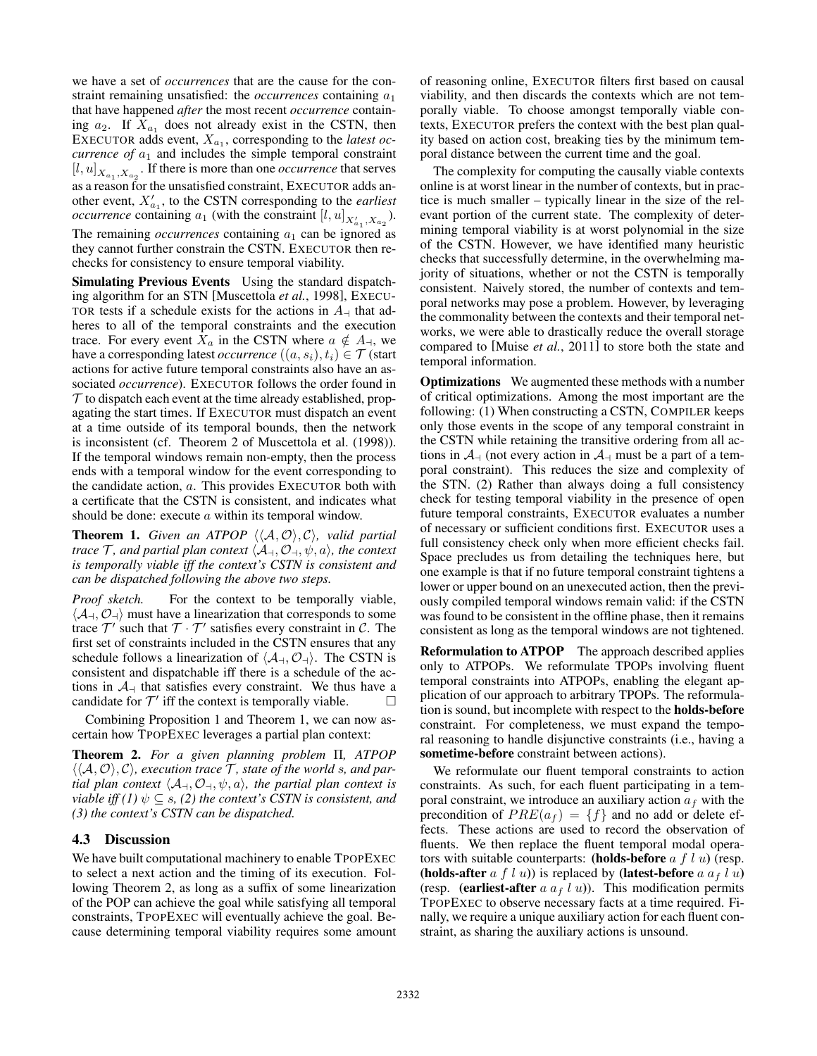we have a set of *occurrences* that are the cause for the constraint remaining unsatisfied: the *occurrences* containing $a_1$ that have happened *after* the most recent *occurrence* containing $a_2$. If $X_{a_1}$ does not already exist in the CSTN, then EXECUTOR adds event, $X_{a_1}$, corresponding to the *latest occurrence of* $a_1$ and includes the simple temporal constraint $[l, u]_{X_{a_1}, X_{a_2}}$. If there is more than one *occurrence* that serves as a reason for the unsatisfied constraint, EXECUTOR adds another event, $X'_{a_1}$, to the CSTN corresponding to the *earliest occurrence* containing $a_1$ (with the constraint $[l, u]_{X'_{a_1}, X_{a_2}}$). The remaining *occurrences* containing $a_1$ can be ignored as they cannot further constrain the CSTN. EXECUTOR then rechecks for consistency to ensure temporal viability.

**Simulating Previous Events** Using the standard dispatching algorithm for an STN [Muscettola *et al.*, 1998], EXECUTOR tests if a schedule exists for the actions in $A_\dashv$ that adheres to all of the temporal constraints and the execution trace. For every event $X_a$ in the CSTN where $a \notin A_\dashv$, we have a corresponding latest *occurrence* $((a, s_i), t_i) \in \mathcal{T}$ (start actions for active future temporal constraints also have an associated *occurrence*). EXECUTOR follows the order found in $\mathcal{T}$ to dispatch each event at the time already established, propagating the start times. If EXECUTOR must dispatch an event at a time outside of its temporal bounds, then the network is inconsistent (cf. Theorem 2 of Muscettola et al. (1998)). If the temporal windows remain non-empty, then the process ends with a temporal window for the event corresponding to the candidate action, $a$. This provides EXECUTOR both with a certificate that the CSTN is consistent, and indicates what should be done: execute $a$ within its temporal window.

**Theorem 1.** *Given an ATPOP $\langle\langle \mathcal{A}, \mathcal{O}\rangle, \mathcal{C}\rangle$, valid partial trace $\mathcal{T}$, and partial plan context $\langle \mathcal{A}_\dashv, \mathcal{O}_\dashv, \psi, a\rangle$, the context is temporally viable iff the context's CSTN is consistent and can be dispatched following the above two steps.*

*Proof sketch.* For the context to be temporally viable, $\langle \mathcal{A}_\dashv, \mathcal{O}_\dashv\rangle$ must have a linearization that corresponds to some trace $\mathcal{T}'$ such that $\mathcal{T} \cdot \mathcal{T}'$ satisfies every constraint in $\mathcal{C}$. The first set of constraints included in the CSTN ensures that any schedule follows a linearization of $\langle \mathcal{A}_\dashv, \mathcal{O}_\dashv\rangle$. The CSTN is consistent and dispatchable iff there is a schedule of the actions in $\mathcal{A}_\dashv$ that satisfies every constraint. We thus have a candidate for $\mathcal{T}'$ iff the context is temporally viable. □

Combining Proposition 1 and Theorem 1, we can now ascertain how TPOPEXEC leverages a partial plan context:

**Theorem 2.** *For a given planning problem $\Pi$, ATPOP $\langle\langle \mathcal{A}, \mathcal{O}\rangle, \mathcal{C}\rangle$, execution trace $\mathcal{T}$, state of the world $s$, and partial plan context $\langle \mathcal{A}_\dashv, \mathcal{O}_\dashv, \psi, a\rangle$, the partial plan context is viable iff (1) $\psi \subseteq s$, (2) the context's CSTN is consistent, and (3) the context's CSTN can be dispatched.*

### 4.3 Discussion

We have built computational machinery to enable TPOPEXEC to select a next action and the timing of its execution. Following Theorem 2, as long as a suffix of some linearization of the POP can achieve the goal while satisfying all temporal constraints, TPOPEXEC will eventually achieve the goal. Because determining temporal viability requires some amount of reasoning online, EXECUTOR filters first based on causal viability, and then discards the contexts which are not temporally viable. To choose amongst temporally viable contexts, EXECUTOR prefers the context with the best plan quality based on action cost, breaking ties by the minimum temporal distance between the current time and the goal.

The complexity for computing the causally viable contexts online is at worst linear in the number of contexts, but in practice is much smaller – typically linear in the size of the relevant portion of the current state. The complexity of determining temporal viability is at worst polynomial in the size of the CSTN. However, we have identified many heuristic checks that successfully determine, in the overwhelming majority of situations, whether or not the CSTN is temporally consistent. Naively stored, the number of contexts and temporal networks may pose a problem. However, by leveraging the commonality between the contexts and their temporal networks, we were able to drastically reduce the overall storage compared to [Muise *et al.*, 2011] to store both the state and temporal information.

**Optimizations** We augmented these methods with a number of critical optimizations. Among the most important are the following: (1) When constructing a CSTN, COMPILER keeps only those events in the scope of any temporal constraint in the CSTN while retaining the transitive ordering from all actions in $\mathcal{A}_\dashv$ (not every action in $\mathcal{A}_\dashv$ must be a part of a temporal constraint). This reduces the size and complexity of the STN. (2) Rather than always doing a full consistency check for testing temporal viability in the presence of open future temporal constraints, EXECUTOR evaluates a number of necessary or sufficient conditions first. EXECUTOR uses a full consistency check only when more efficient checks fail. Space precludes us from detailing the techniques here, but one example is that if no future temporal constraint tightens a lower or upper bound on an unexecuted action, then the previously compiled temporal windows remain valid: if the CSTN was found to be consistent in the offline phase, then it remains consistent as long as the temporal windows are not tightened.

**Reformulation to ATPOP** The approach described applies only to ATPOPs. We reformulate TPOPs involving fluent temporal constraints into ATPOPs, enabling the elegant application of our approach to arbitrary TPOPs. The reformulation is sound, but incomplete with respect to the **holds-before** constraint. For completeness, we must expand the temporal reasoning to handle disjunctive constraints (i.e., having a **sometime-before** constraint between actions).

We reformulate our fluent temporal constraints to action constraints. As such, for each fluent participating in a temporal constraint, we introduce an auxiliary action $a_f$ with the precondition of $PRE(a_f) = \{f\}$ and no add or delete effects. These actions are used to record the observation of fluents. We then replace the fluent temporal modal operators with suitable counterparts: (**holds-before** $a\ f\ l\ u$) (resp. (**holds-after** $a\ f\ l\ u$)) is replaced by (**latest-before** $a\ a_f\ l\ u$) (resp. (**earliest-after** $a\ a_f\ l\ u$)). This modification permits TPOPEXEC to observe necessary facts at a time required. Finally, we require a unique auxiliary action for each fluent constraint, as sharing the auxiliary actions is unsound.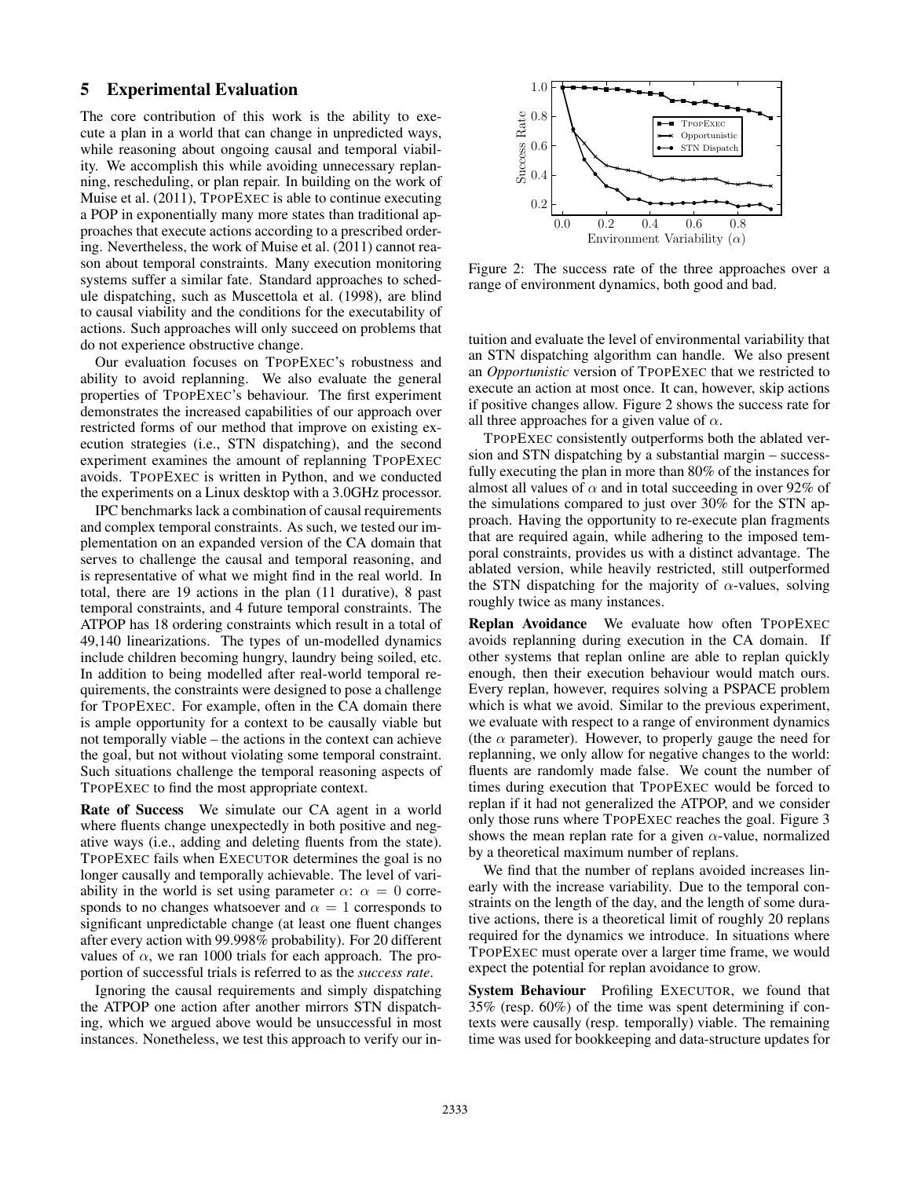## 5 Experimental Evaluation

The core contribution of this work is the ability to execute a plan in a world that can change in unpredicted ways, while reasoning about ongoing causal and temporal viability. We accomplish this while avoiding unnecessary replanning, rescheduling, or plan repair. In building on the work of Muise et al. (2011), TPOPEXEC is able to continue executing a POP in exponentially many more states than traditional approaches that execute actions according to a prescribed ordering. Nevertheless, the work of Muise et al. (2011) cannot reason about temporal constraints. Many execution monitoring systems suffer a similar fate. Standard approaches to schedule dispatching, such as Muscettola et al. (1998), are blind to causal viability and the conditions for the executability of actions. Such approaches will only succeed on problems that do not experience obstructive change.

Our evaluation focuses on TPOPEXEC's robustness and ability to avoid replanning. We also evaluate the general properties of TPOPEXEC's behaviour. The first experiment demonstrates the increased capabilities of our approach over restricted forms of our method that improve on existing execution strategies (i.e., STN dispatching), and the second experiment examines the amount of replanning TPOPEXEC avoids. TPOPEXEC is written in Python, and we conducted the experiments on a Linux desktop with a 3.0GHz processor.

IPC benchmarks lack a combination of causal requirements and complex temporal constraints. As such, we tested our implementation on an expanded version of the CA domain that serves to challenge the causal and temporal reasoning, and is representative of what we might find in the real world. In total, there are 19 actions in the plan (11 durative), 8 past temporal constraints, and 4 future temporal constraints. The ATPOP has 18 ordering constraints which result in a total of 49,140 linearizations. The types of un-modelled dynamics include children becoming hungry, laundry being soiled, etc. In addition to being modelled after real-world temporal requirements, the constraints were designed to pose a challenge for TPOPEXEC. For example, often in the CA domain there is ample opportunity for a context to be causally viable but not temporally viable – the actions in the context can achieve the goal, but not without violating some temporal constraint. Such situations challenge the temporal reasoning aspects of TPOPEXEC to find the most appropriate context.

**Rate of Success** We simulate our CA agent in a world where fluents change unexpectedly in both positive and negative ways (i.e., adding and deleting fluents from the state). TPOPEXEC fails when EXECUTOR determines the goal is no longer causally and temporally achievable. The level of variability in the world is set using parameter $\alpha$: $\alpha = 0$ corresponds to no changes whatsoever and $\alpha = 1$ corresponds to significant unpredictable change (at least one fluent changes after every action with 99.998% probability). For 20 different values of $\alpha$, we ran 1000 trials for each approach. The proportion of successful trials is referred to as the *success rate*.

Ignoring the causal requirements and simply dispatching the ATPOP one action after another mirrors STN dispatching, which we argued above would be unsuccessful in most instances. Nonetheless, we test this approach to verify our intuition and evaluate the level of environmental variability that an STN dispatching algorithm can handle. We also present an *Opportunistic* version of TPOPEXEC that we restricted to execute an action at most once. It can, however, skip actions if positive changes allow. Figure 2 shows the success rate for all three approaches for a given value of $\alpha$.

Figure 2: The success rate of the three approaches over a range of environment dynamics, both good and bad.

TPOPEXEC consistently outperforms both the ablated version and STN dispatching by a substantial margin – successfully executing the plan in more than 80% of the instances for almost all values of $\alpha$ and in total succeeding in over 92% of the simulations compared to just over 30% for the STN approach. Having the opportunity to re-execute plan fragments that are required again, while adhering to the imposed temporal constraints, provides us with a distinct advantage. The ablated version, while heavily restricted, still outperformed the STN dispatching for the majority of $\alpha$-values, solving roughly twice as many instances.

**Replan Avoidance** We evaluate how often TPOPEXEC avoids replanning during execution in the CA domain. If other systems that replan online are able to replan quickly enough, then their execution behaviour would match ours. Every replan, however, requires solving a PSPACE problem which is what we avoid. Similar to the previous experiment, we evaluate with respect to a range of environment dynamics (the $\alpha$ parameter). However, to properly gauge the need for replanning, we only allow for negative changes to the world: fluents are randomly made false. We count the number of times during execution that TPOPEXEC would be forced to replan if it had not generalized the ATPOP, and we consider only those runs where TPOPEXEC reaches the goal. Figure 3 shows the mean replan rate for a given $\alpha$-value, normalized by a theoretical maximum number of replans.

We find that the number of replans avoided increases linearly with the increase variability. Due to the temporal constraints on the length of the day, and the length of some durative actions, there is a theoretical limit of roughly 20 replans required for the dynamics we introduce. In situations where TPOPEXEC must operate over a larger time frame, we would expect the potential for replan avoidance to grow.

**System Behaviour** Profiling EXECUTOR, we found that 35% (resp. 60%) of the time was spent determining if contexts were causally (resp. temporally) viable. The remaining time was used for bookkeeping and data-structure updates for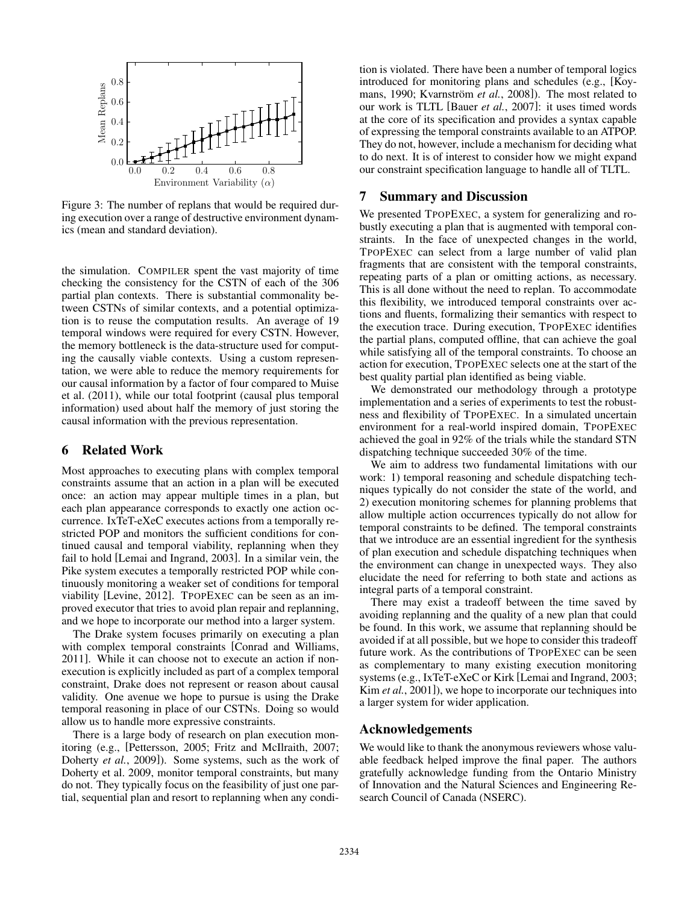Figure 3: The number of replans that would be required during execution over a range of destructive environment dynamics (mean and standard deviation).

the simulation. COMPILER spent the vast majority of time checking the consistency for the CSTN of each of the 306 partial plan contexts. There is substantial commonality between CSTNs of similar contexts, and a potential optimization is to reuse the computation results. An average of 19 temporal windows were required for every CSTN. However, the memory bottleneck is the data-structure used for computing the causally viable contexts. Using a custom representation, we were able to reduce the memory requirements for our causal information by a factor of four compared to Muise et al. (2011), while our total footprint (causal plus temporal information) used about half the memory of just storing the causal information with the previous representation.

## 6 Related Work

Most approaches to executing plans with complex temporal constraints assume that an action in a plan will be executed once: an action may appear multiple times in a plan, but each plan appearance corresponds to exactly one action occurrence. IxTeT-eXeC executes actions from a temporally restricted POP and monitors the sufficient conditions for continued causal and temporal viability, replanning when they fail to hold [Lemai and Ingrand, 2003]. In a similar vein, the Pike system executes a temporally restricted POP while continuously monitoring a weaker set of conditions for temporal viability [Levine, 2012]. TPOPEXEC can be seen as an improved executor that tries to avoid plan repair and replanning, and we hope to incorporate our method into a larger system.

The Drake system focuses primarily on executing a plan with complex temporal constraints [Conrad and Williams, 2011]. While it can choose not to execute an action if non-execution is explicitly included as part of a complex temporal constraint, Drake does not represent or reason about causal validity. One avenue we hope to pursue is using the Drake temporal reasoning in place of our CSTNs. Doing so would allow us to handle more expressive constraints.

There is a large body of research on plan execution monitoring (e.g., [Pettersson, 2005; Fritz and McIlraith, 2007; Doherty *et al.*, 2009]). Some systems, such as the work of Doherty et al. 2009, monitor temporal constraints, but many do not. They typically focus on the feasibility of just one partial, sequential plan and resort to replanning when any condition is violated. There have been a number of temporal logics introduced for monitoring plans and schedules (e.g., [Koymans, 1990; Kvarnström *et al.*, 2008]). The most related to our work is TLTL [Bauer *et al.*, 2007]: it uses timed words at the core of its specification and provides a syntax capable of expressing the temporal constraints available to an ATPOP. They do not, however, include a mechanism for deciding what to do next. It is of interest to consider how we might expand our constraint specification language to handle all of TLTL.

## 7 Summary and Discussion

We presented TPOPEXEC, a system for generalizing and robustly executing a plan that is augmented with temporal constraints. In the face of unexpected changes in the world, TPOPEXEC can select from a large number of valid plan fragments that are consistent with the temporal constraints, repeating parts of a plan or omitting actions, as necessary. This is all done without the need to replan. To accommodate this flexibility, we introduced temporal constraints over actions and fluents, formalizing their semantics with respect to the execution trace. During execution, TPOPEXEC identifies the partial plans, computed offline, that can achieve the goal while satisfying all of the temporal constraints. To choose an action for execution, TPOPEXEC selects one at the start of the best quality partial plan identified as being viable.

We demonstrated our methodology through a prototype implementation and a series of experiments to test the robustness and flexibility of TPOPEXEC. In a simulated uncertain environment for a real-world inspired domain, TPOPEXEC achieved the goal in 92% of the trials while the standard STN dispatching technique succeeded 30% of the time.

We aim to address two fundamental limitations with our work: 1) temporal reasoning and schedule dispatching techniques typically do not consider the state of the world, and 2) execution monitoring schemes for planning problems that allow multiple action occurrences typically do not allow for temporal constraints to be defined. The temporal constraints that we introduce are an essential ingredient for the synthesis of plan execution and schedule dispatching techniques when the environment can change in unexpected ways. They also elucidate the need for referring to both state and actions as integral parts of a temporal constraint.

There may exist a tradeoff between the time saved by avoiding replanning and the quality of a new plan that could be found. In this work, we assume that replanning should be avoided if at all possible, but we hope to consider this tradeoff future work. As the contributions of TPOPEXEC can be seen as complementary to many existing execution monitoring systems (e.g., IxTeT-eXeC or Kirk [Lemai and Ingrand, 2003; Kim *et al.*, 2001]), we hope to incorporate our techniques into a larger system for wider application.

## Acknowledgements

We would like to thank the anonymous reviewers whose valuable feedback helped improve the final paper. The authors gratefully acknowledge funding from the Ontario Ministry of Innovation and the Natural Sciences and Engineering Research Council of Canada (NSERC).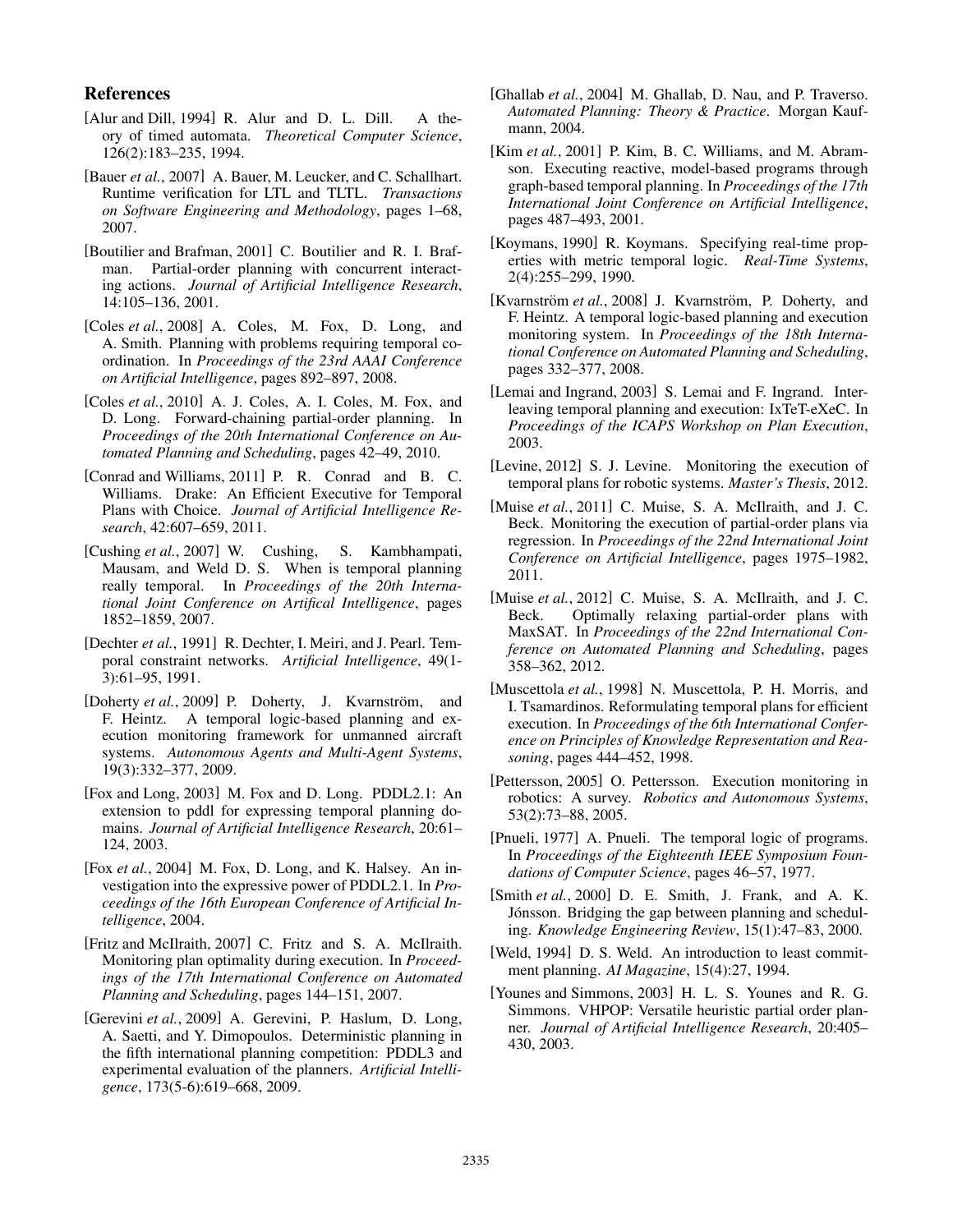## References

[Alur and Dill, 1994] R. Alur and D. L. Dill. A theory of timed automata. *Theoretical Computer Science*, 126(2):183–235, 1994.

[Bauer *et al.*, 2007] A. Bauer, M. Leucker, and C. Schallhart. Runtime verification for LTL and TLTL. *Transactions on Software Engineering and Methodology*, pages 1–68, 2007.

[Boutilier and Brafman, 2001] C. Boutilier and R. I. Brafman. Partial-order planning with concurrent interacting actions. *Journal of Artificial Intelligence Research*, 14:105–136, 2001.

[Coles *et al.*, 2008] A. Coles, M. Fox, D. Long, and A. Smith. Planning with problems requiring temporal coordination. In *Proceedings of the 23rd AAAI Conference on Artificial Intelligence*, pages 892–897, 2008.

[Coles *et al.*, 2010] A. J. Coles, A. I. Coles, M. Fox, and D. Long. Forward-chaining partial-order planning. In *Proceedings of the 20th International Conference on Automated Planning and Scheduling*, pages 42–49, 2010.

[Conrad and Williams, 2011] P. R. Conrad and B. C. Williams. Drake: An Efficient Executive for Temporal Plans with Choice. *Journal of Artificial Intelligence Research*, 42:607–659, 2011.

[Cushing *et al.*, 2007] W. Cushing, S. Kambhampati, Mausam, and Weld D. S. When is temporal planning really temporal. In *Proceedings of the 20th International Joint Conference on Artifical Intelligence*, pages 1852–1859, 2007.

[Dechter *et al.*, 1991] R. Dechter, I. Meiri, and J. Pearl. Temporal constraint networks. *Artificial Intelligence*, 49(1-3):61–95, 1991.

[Doherty *et al.*, 2009] P. Doherty, J. Kvarnström, and F. Heintz. A temporal logic-based planning and execution monitoring framework for unmanned aircraft systems. *Autonomous Agents and Multi-Agent Systems*, 19(3):332–377, 2009.

[Fox and Long, 2003] M. Fox and D. Long. PDDL2.1: An extension to pddl for expressing temporal planning domains. *Journal of Artificial Intelligence Research*, 20:61–124, 2003.

[Fox *et al.*, 2004] M. Fox, D. Long, and K. Halsey. An investigation into the expressive power of PDDL2.1. In *Proceedings of the 16th European Conference of Artificial Intelligence*, 2004.

[Fritz and McIlraith, 2007] C. Fritz and S. A. McIlraith. Monitoring plan optimality during execution. In *Proceedings of the 17th International Conference on Automated Planning and Scheduling*, pages 144–151, 2007.

[Gerevini *et al.*, 2009] A. Gerevini, P. Haslum, D. Long, A. Saetti, and Y. Dimopoulos. Deterministic planning in the fifth international planning competition: PDDL3 and experimental evaluation of the planners. *Artificial Intelligence*, 173(5-6):619–668, 2009.

[Ghallab *et al.*, 2004] M. Ghallab, D. Nau, and P. Traverso. *Automated Planning: Theory & Practice*. Morgan Kaufmann, 2004.

[Kim *et al.*, 2001] P. Kim, B. C. Williams, and M. Abramson. Executing reactive, model-based programs through graph-based temporal planning. In *Proceedings of the 17th International Joint Conference on Artificial Intelligence*, pages 487–493, 2001.

[Koymans, 1990] R. Koymans. Specifying real-time properties with metric temporal logic. *Real-Time Systems*, 2(4):255–299, 1990.

[Kvarnström *et al.*, 2008] J. Kvarnström, P. Doherty, and F. Heintz. A temporal logic-based planning and execution monitoring system. In *Proceedings of the 18th International Conference on Automated Planning and Scheduling*, pages 332–377, 2008.

[Lemai and Ingrand, 2003] S. Lemai and F. Ingrand. Interleaving temporal planning and execution: IxTeT-eXeC. In *Proceedings of the ICAPS Workshop on Plan Execution*, 2003.

[Levine, 2012] S. J. Levine. Monitoring the execution of temporal plans for robotic systems. *Master's Thesis*, 2012.

[Muise *et al.*, 2011] C. Muise, S. A. McIlraith, and J. C. Beck. Monitoring the execution of partial-order plans via regression. In *Proceedings of the 22nd International Joint Conference on Artificial Intelligence*, pages 1975–1982, 2011.

[Muise *et al.*, 2012] C. Muise, S. A. McIlraith, and J. C. Beck. Optimally relaxing partial-order plans with MaxSAT. In *Proceedings of the 22nd International Conference on Automated Planning and Scheduling*, pages 358–362, 2012.

[Muscettola *et al.*, 1998] N. Muscettola, P. H. Morris, and I. Tsamardinos. Reformulating temporal plans for efficient execution. In *Proceedings of the 6th International Conference on Principles of Knowledge Representation and Reasoning*, pages 444–452, 1998.

[Pettersson, 2005] O. Pettersson. Execution monitoring in robotics: A survey. *Robotics and Autonomous Systems*, 53(2):73–88, 2005.

[Pnueli, 1977] A. Pnueli. The temporal logic of programs. In *Proceedings of the Eighteenth IEEE Symposium Foundations of Computer Science*, pages 46–57, 1977.

[Smith *et al.*, 2000] D. E. Smith, J. Frank, and A. K. Jónsson. Bridging the gap between planning and scheduling. *Knowledge Engineering Review*, 15(1):47–83, 2000.

[Weld, 1994] D. S. Weld. An introduction to least commitment planning. *AI Magazine*, 15(4):27, 1994.

[Younes and Simmons, 2003] H. L. S. Younes and R. G. Simmons. VHPOP: Versatile heuristic partial order planner. *Journal of Artificial Intelligence Research*, 20:405–430, 2003.